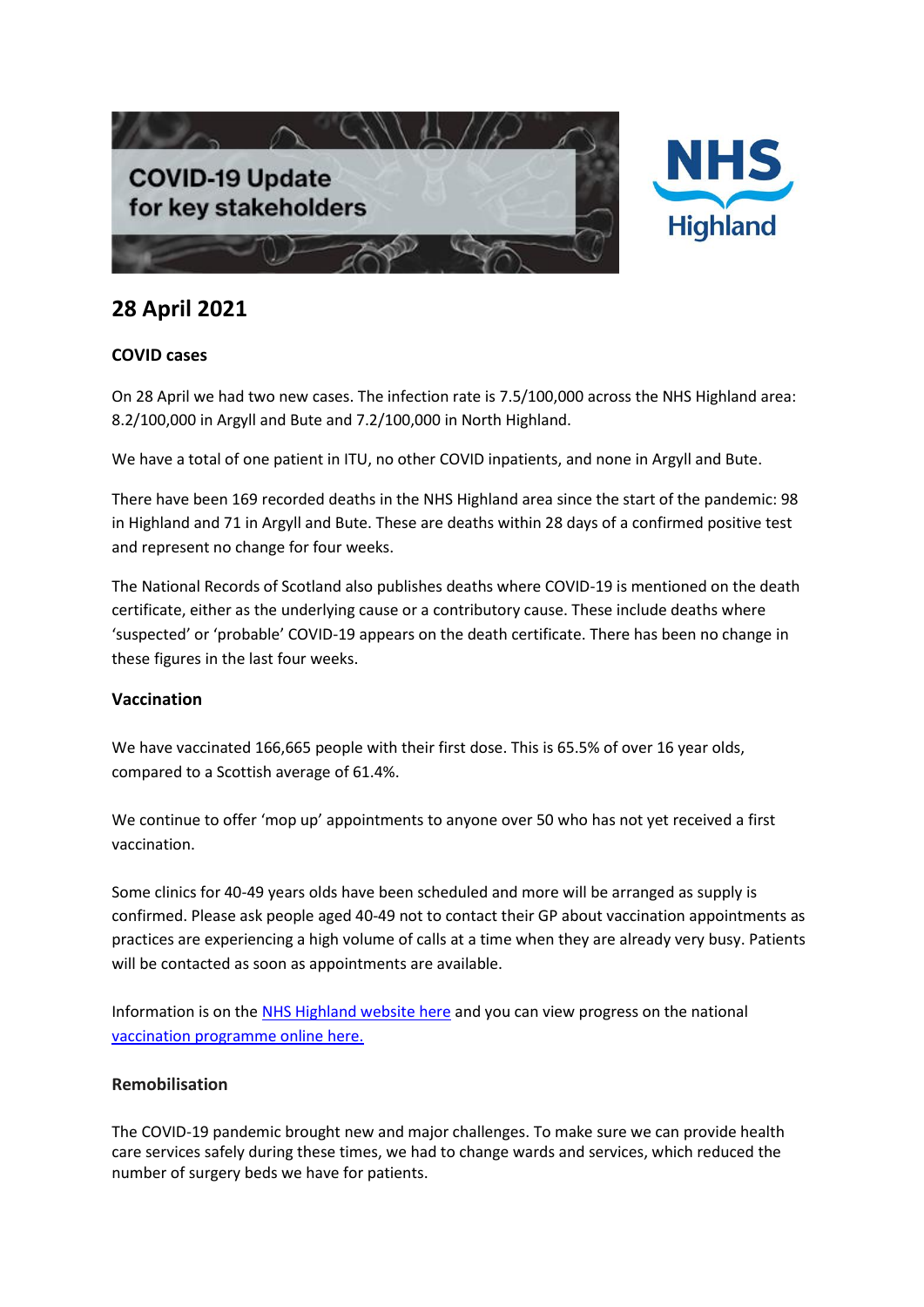# COVID-19 Update for key stakeholders

NHS Highland

## 28 April 2021

### COVID cases

On 28 April we had two new cases. The infection rate is 7.5/100,000 across the NHS Highland area: 8.2/100,000 in Argyll and Bute and 7.2/100,000 in North Highland.

We have a total of one patient in ITU, no other COVID inpatients, and none in Argyll and Bute.

There have been 169 recorded deaths in the NHS Highland area since the start of the pandemic: 98 in Highland and 71 in Argyll and Bute. These are deaths within 28 days of a confirmed positive test and represent no change for four weeks.

The National Records of Scotland also publishes deaths where COVID-19 is mentioned on the death certificate, either as the underlying cause or a contributory cause. These include deaths where 'suspected' or 'probable' COVID-19 appears on the death certificate. There has been no change in these figures in the last four weeks.

### Vaccination

We have vaccinated 166,665 people with their first dose. This is 65.5% of over 16 year olds, compared to a Scottish average of 61.4%.

We continue to offer 'mop up' appointments to anyone over 50 who has not yet received a first vaccination.

Some clinics for 40-49 years olds have been scheduled and more will be arranged as supply is confirmed. Please ask people aged 40-49 not to contact their GP about vaccination appointments as practices are experiencing a high volume of calls at a time when they are already very busy. Patients will be contacted as soon as appointments are available.

Information is on the NHS Highland website here and you can view progress on the national vaccination programme online here.

### Remobilisation

The COVID-19 pandemic brought new and major challenges. To make sure we can provide health care services safely during these times, we had to change wards and services, which reduced the number of surgery beds we have for patients.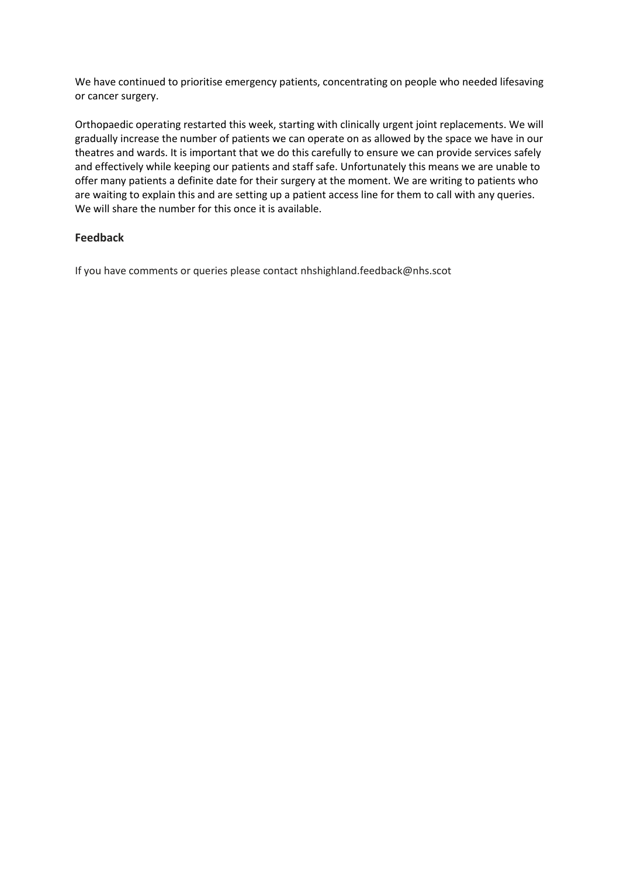We have continued to prioritise emergency patients, concentrating on people who needed lifesaving or cancer surgery.

Orthopaedic operating restarted this week, starting with clinically urgent joint replacements. We will gradually increase the number of patients we can operate on as allowed by the space we have in our theatres and wards. It is important that we do this carefully to ensure we can provide services safely and effectively while keeping our patients and staff safe. Unfortunately this means we are unable to offer many patients a definite date for their surgery at the moment. We are writing to patients who are waiting to explain this and are setting up a patient access line for them to call with any queries. We will share the number for this once it is available.

## Feedback

If you have comments or queries please contact nhshighland.feedback@nhs.scot